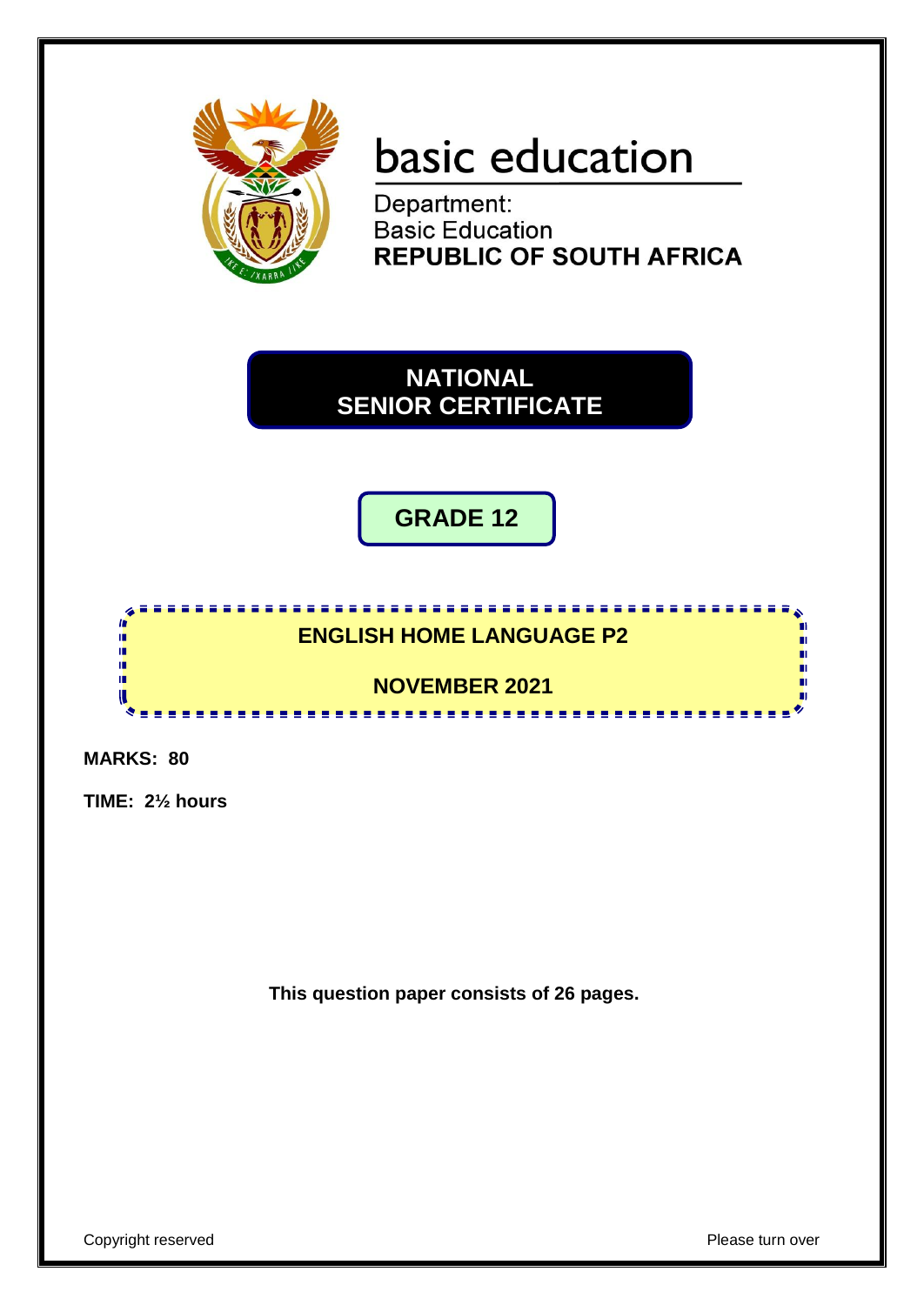basic education

Department:
Basic Education
**REPUBLIC OF SOUTH AFRICA**

# NATIONAL SENIOR CERTIFICATE

## GRADE 12

## ENGLISH HOME LANGUAGE P2

## NOVEMBER 2021

**MARKS: 80**

**TIME: 2½ hours**

**This question paper consists of 26 pages.**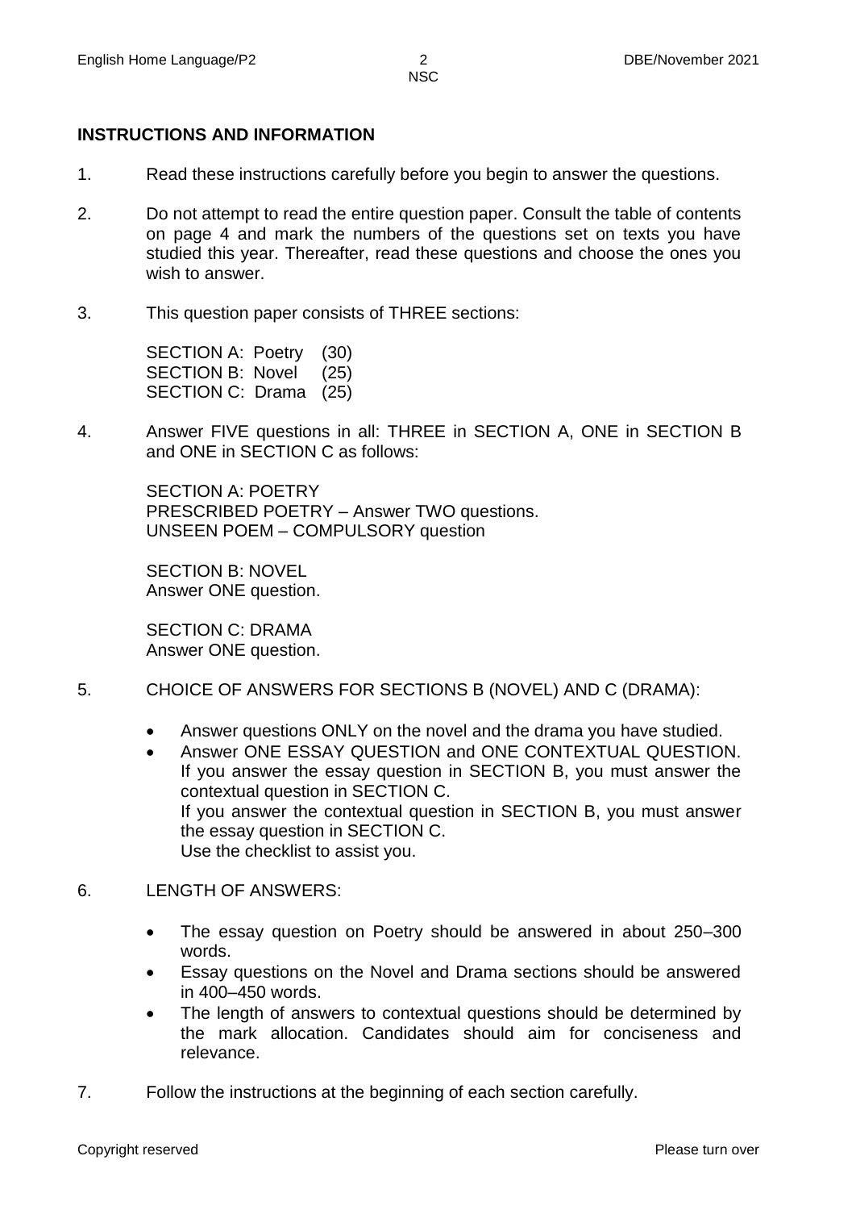## INSTRUCTIONS AND INFORMATION

1. Read these instructions carefully before you begin to answer the questions.

2. Do not attempt to read the entire question paper. Consult the table of contents on page 4 and mark the numbers of the questions set on texts you have studied this year. Thereafter, read these questions and choose the ones you wish to answer.

3. This question paper consists of THREE sections:

   SECTION A: Poetry (30)
   SECTION B: Novel (25)
   SECTION C: Drama (25)

4. Answer FIVE questions in all: THREE in SECTION A, ONE in SECTION B and ONE in SECTION C as follows:

   SECTION A: POETRY
   PRESCRIBED POETRY – Answer TWO questions.
   UNSEEN POEM – COMPULSORY question

   SECTION B: NOVEL
   Answer ONE question.

   SECTION C: DRAMA
   Answer ONE question.

5. CHOICE OF ANSWERS FOR SECTIONS B (NOVEL) AND C (DRAMA):

   - Answer questions ONLY on the novel and the drama you have studied.
   - Answer ONE ESSAY QUESTION and ONE CONTEXTUAL QUESTION. If you answer the essay question in SECTION B, you must answer the contextual question in SECTION C.
     If you answer the contextual question in SECTION B, you must answer the essay question in SECTION C.
     Use the checklist to assist you.

6. LENGTH OF ANSWERS:

   - The essay question on Poetry should be answered in about 250–300 words.
   - Essay questions on the Novel and Drama sections should be answered in 400–450 words.
   - The length of answers to contextual questions should be determined by the mark allocation. Candidates should aim for conciseness and relevance.

7. Follow the instructions at the beginning of each section carefully.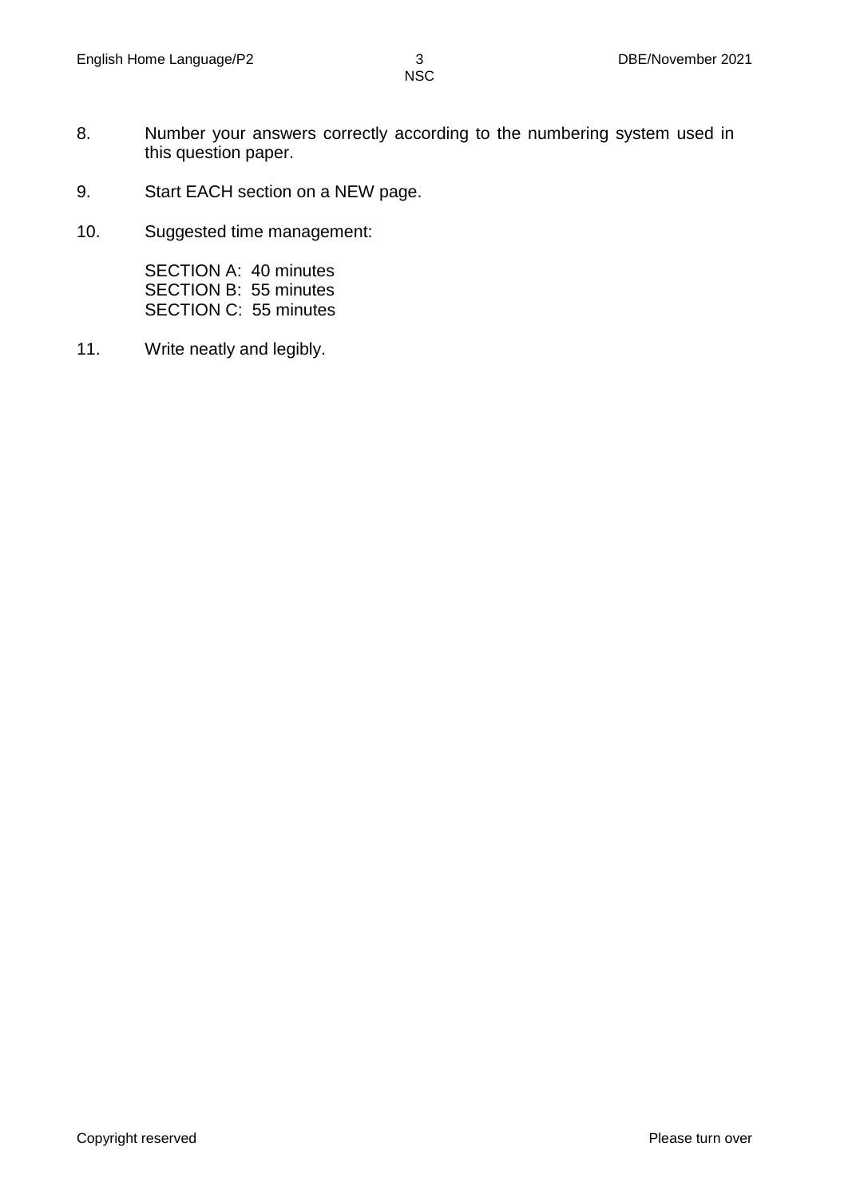8. Number your answers correctly according to the numbering system used in this question paper.

9. Start EACH section on a NEW page.

10. Suggested time management:

    SECTION A: 40 minutes
    SECTION B: 55 minutes
    SECTION C: 55 minutes

11. Write neatly and legibly.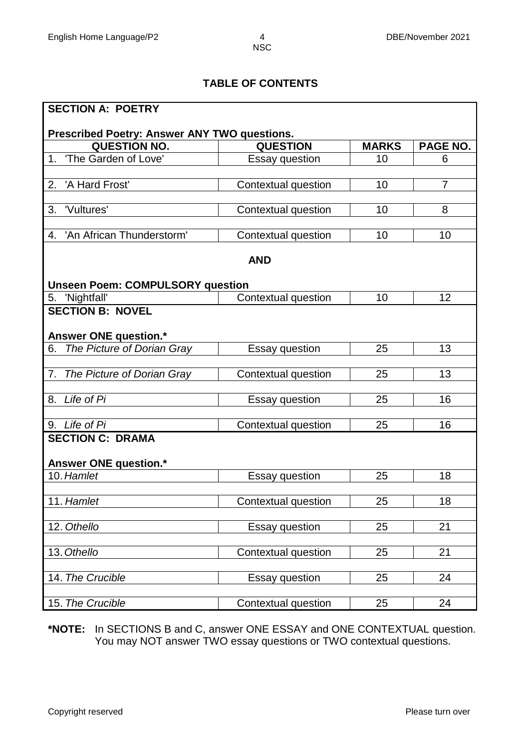## TABLE OF CONTENTS

| **SECTION A: POETRY** | | | |
|---|---|---|---|
| **Prescribed Poetry: Answer ANY TWO questions.** | | | |
| **QUESTION NO.** | **QUESTION** | **MARKS** | **PAGE NO.** |
| 1. 'The Garden of Love' | Essay question | 10 | 6 |
| 2. 'A Hard Frost' | Contextual question | 10 | 7 |
| 3. 'Vultures' | Contextual question | 10 | 8 |
| 4. 'An African Thunderstorm' | Contextual question | 10 | 10 |
| **AND** | | | |
| **Unseen Poem: COMPULSORY question** | | | |
| 5. 'Nightfall' | Contextual question | 10 | 12 |
| **SECTION B: NOVEL** | | | |
| **Answer ONE question.*** | | | |
| 6. *The Picture of Dorian Gray* | Essay question | 25 | 13 |
| 7. *The Picture of Dorian Gray* | Contextual question | 25 | 13 |
| 8. *Life of Pi* | Essay question | 25 | 16 |
| 9. *Life of Pi* | Contextual question | 25 | 16 |
| **SECTION C: DRAMA** | | | |
| **Answer ONE question.*** | | | |
| 10. *Hamlet* | Essay question | 25 | 18 |
| 11. *Hamlet* | Contextual question | 25 | 18 |
| 12. *Othello* | Essay question | 25 | 21 |
| 13. *Othello* | Contextual question | 25 | 21 |
| 14. *The Crucible* | Essay question | 25 | 24 |
| 15. *The Crucible* | Contextual question | 25 | 24 |

**\*NOTE:** In SECTIONS B and C, answer ONE ESSAY and ONE CONTEXTUAL question. You may NOT answer TWO essay questions or TWO contextual questions.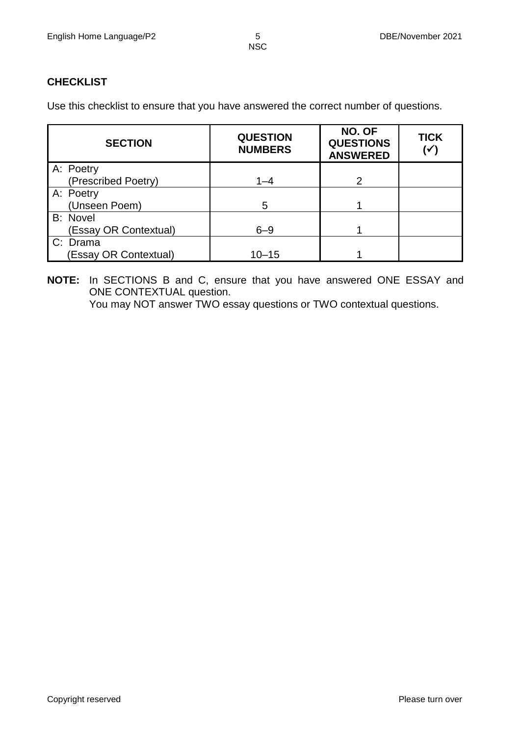**CHECKLIST**

Use this checklist to ensure that you have answered the correct number of questions.

| SECTION | QUESTION NUMBERS | NO. OF QUESTIONS ANSWERED | TICK (✓) |
|---|---|---|---|
| A: Poetry (Prescribed Poetry) | 1–4 | 2 | |
| A: Poetry (Unseen Poem) | 5 | 1 | |
| B: Novel (Essay OR Contextual) | 6–9 | 1 | |
| C: Drama (Essay OR Contextual) | 10–15 | 1 | |

**NOTE:** In SECTIONS B and C, ensure that you have answered ONE ESSAY and ONE CONTEXTUAL question.
You may NOT answer TWO essay questions or TWO contextual questions.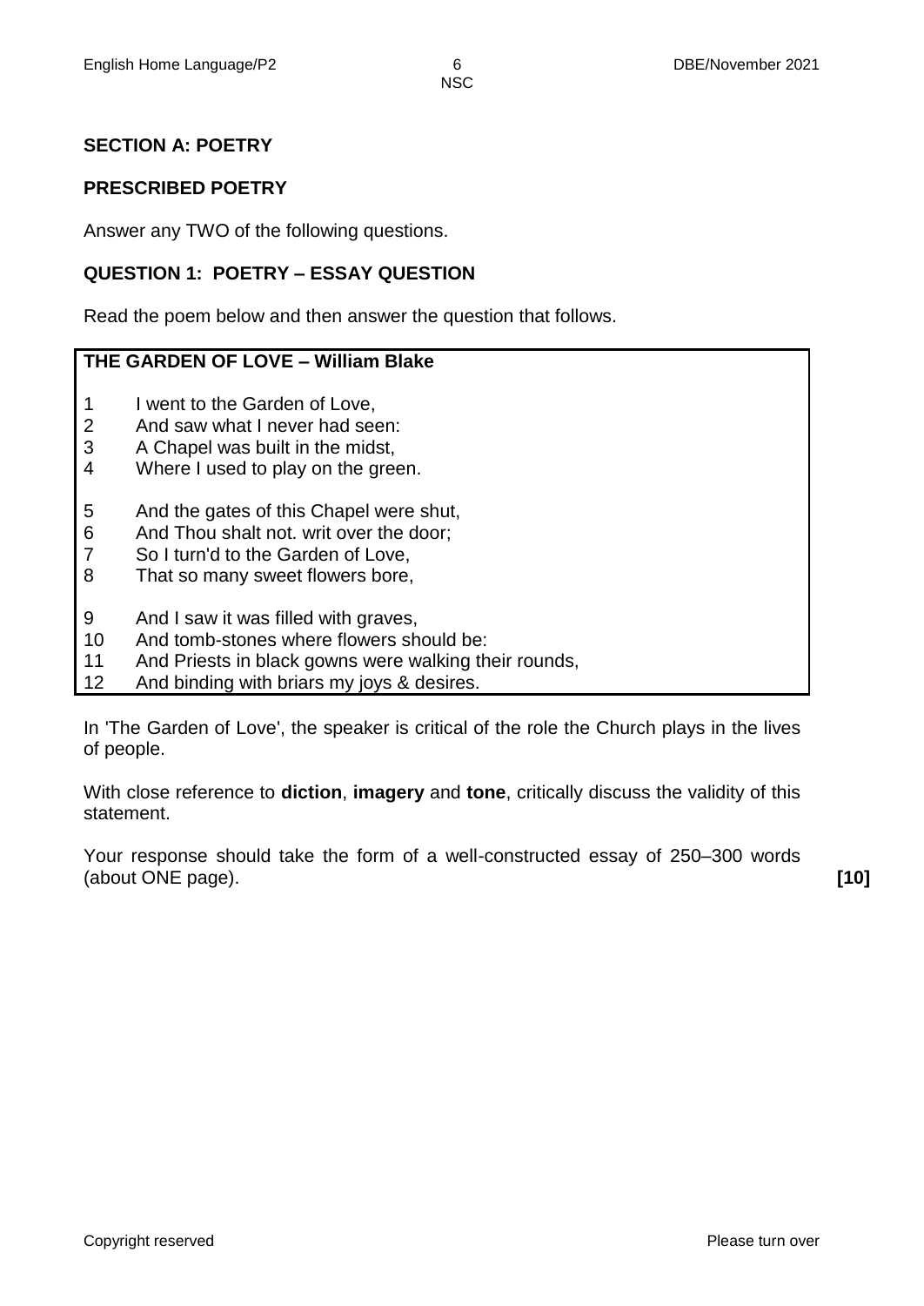## SECTION A: POETRY

### PRESCRIBED POETRY

Answer any TWO of the following questions.

### QUESTION 1: POETRY – ESSAY QUESTION

Read the poem below and then answer the question that follows.

**THE GARDEN OF LOVE – William Blake**

1 I went to the Garden of Love,
2 And saw what I never had seen:
3 A Chapel was built in the midst,
4 Where I used to play on the green.

5 And the gates of this Chapel were shut,
6 And Thou shalt not. writ over the door;
7 So I turn'd to the Garden of Love,
8 That so many sweet flowers bore,

9 And I saw it was filled with graves,
10 And tomb-stones where flowers should be:
11 And Priests in black gowns were walking their rounds,
12 And binding with briars my joys & desires.

In 'The Garden of Love', the speaker is critical of the role the Church plays in the lives of people.

With close reference to **diction**, **imagery** and **tone**, critically discuss the validity of this statement.

Your response should take the form of a well-constructed essay of 250–300 words (about ONE page). **[10]**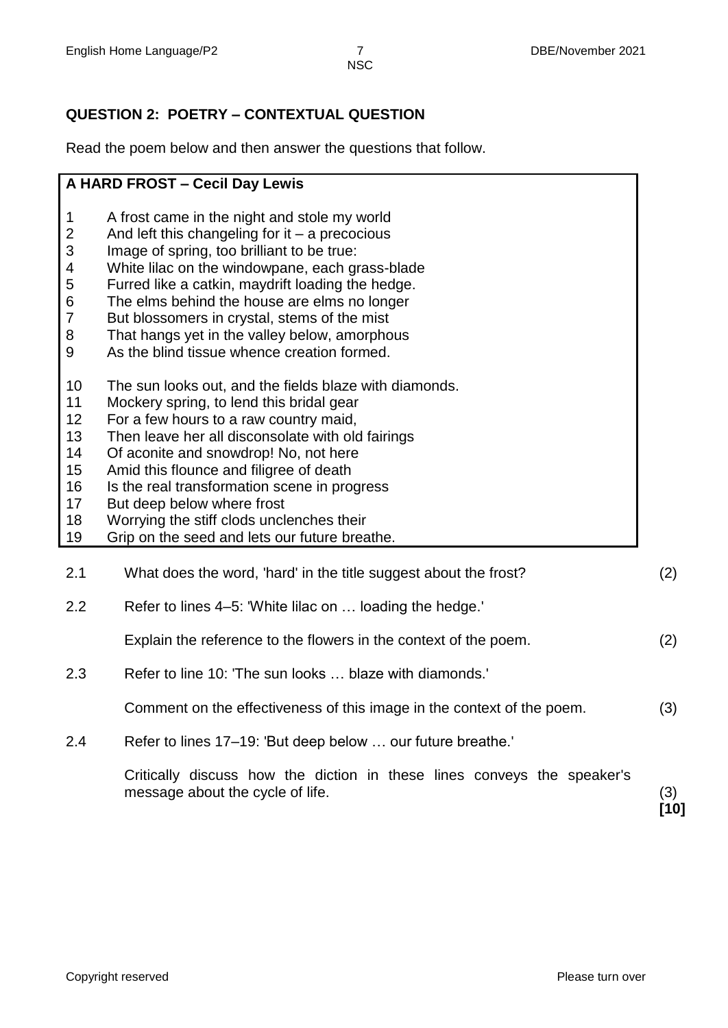## QUESTION 2: POETRY – CONTEXTUAL QUESTION

Read the poem below and then answer the questions that follow.

**A HARD FROST – Cecil Day Lewis**

1 A frost came in the night and stole my world
2 And left this changeling for it – a precocious
3 Image of spring, too brilliant to be true:
4 White lilac on the windowpane, each grass-blade
5 Furred like a catkin, maydrift loading the hedge.
6 The elms behind the house are elms no longer
7 But blossomers in crystal, stems of the mist
8 That hangs yet in the valley below, amorphous
9 As the blind tissue whence creation formed.

10 The sun looks out, and the fields blaze with diamonds.
11 Mockery spring, to lend this bridal gear
12 For a few hours to a raw country maid,
13 Then leave her all disconsolate with old fairings
14 Of aconite and snowdrop! No, not here
15 Amid this flounce and filigree of death
16 Is the real transformation scene in progress
17 But deep below where frost
18 Worrying the stiff clods unclenches their
19 Grip on the seed and lets our future breathe.

2.1 What does the word, 'hard' in the title suggest about the frost? (2)

2.2 Refer to lines 4–5: 'White lilac on … loading the hedge.'

Explain the reference to the flowers in the context of the poem. (2)

2.3 Refer to line 10: 'The sun looks … blaze with diamonds.'

Comment on the effectiveness of this image in the context of the poem. (3)

2.4 Refer to lines 17–19: 'But deep below … our future breathe.'

Critically discuss how the diction in these lines conveys the speaker's message about the cycle of life. (3)

**[10]**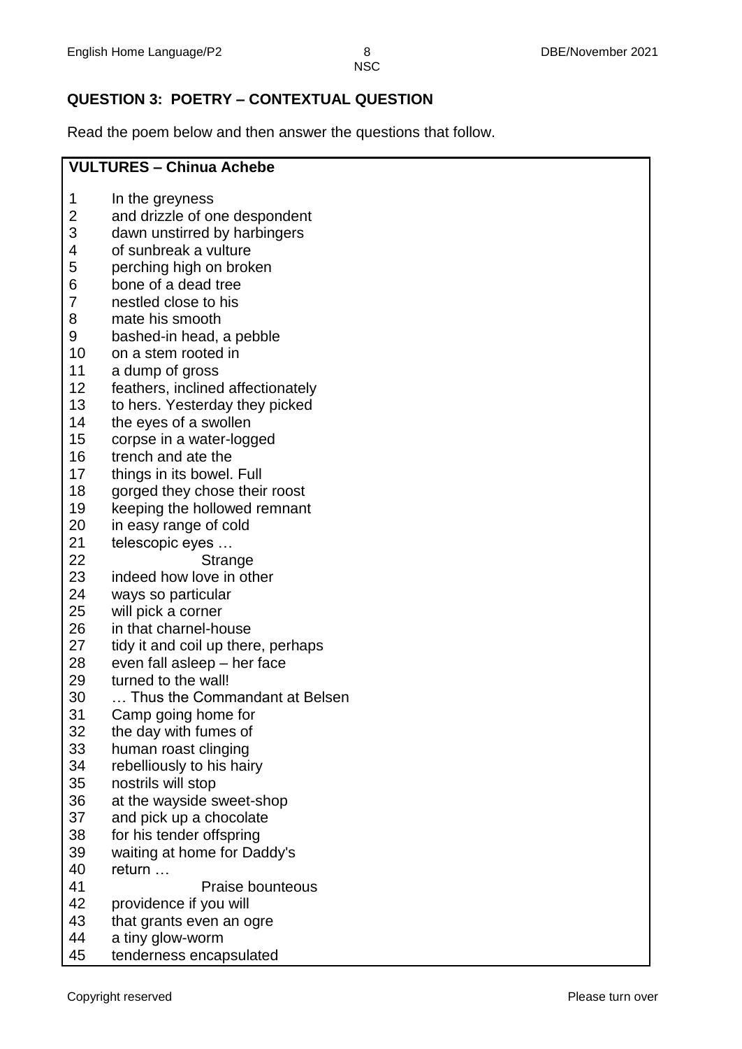## QUESTION 3: POETRY – CONTEXTUAL QUESTION

Read the poem below and then answer the questions that follow.

**VULTURES – Chinua Achebe**

1 In the greyness
2 and drizzle of one despondent
3 dawn unstirred by harbingers
4 of sunbreak a vulture
5 perching high on broken
6 bone of a dead tree
7 nestled close to his
8 mate his smooth
9 bashed-in head, a pebble
10 on a stem rooted in
11 a dump of gross
12 feathers, inclined affectionately
13 to hers. Yesterday they picked
14 the eyes of a swollen
15 corpse in a water-logged
16 trench and ate the
17 things in its bowel. Full
18 gorged they chose their roost
19 keeping the hollowed remnant
20 in easy range of cold
21 telescopic eyes …
22                     Strange
23 indeed how love in other
24 ways so particular
25 will pick a corner
26 in that charnel-house
27 tidy it and coil up there, perhaps
28 even fall asleep – her face
29 turned to the wall!
30 … Thus the Commandant at Belsen
31 Camp going home for
32 the day with fumes of
33 human roast clinging
34 rebelliously to his hairy
35 nostrils will stop
36 at the wayside sweet-shop
37 and pick up a chocolate
38 for his tender offspring
39 waiting at home for Daddy's
40 return …
41                     Praise bounteous
42 providence if you will
43 that grants even an ogre
44 a tiny glow-worm
45 tenderness encapsulated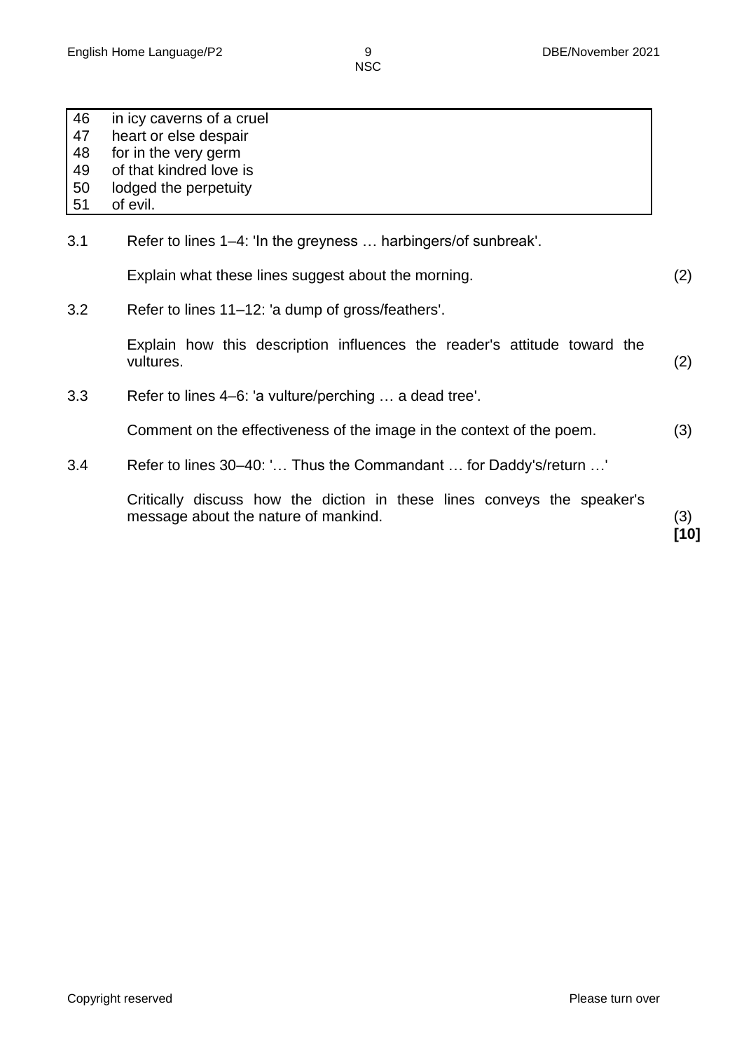| | |
|---|---|
| 46 | in icy caverns of a cruel |
| 47 | heart or else despair |
| 48 | for in the very germ |
| 49 | of that kindred love is |
| 50 | lodged the perpetuity |
| 51 | of evil. |

3.1 Refer to lines 1–4: 'In the greyness … harbingers/of sunbreak'.

Explain what these lines suggest about the morning. (2)

3.2 Refer to lines 11–12: 'a dump of gross/feathers'.

Explain how this description influences the reader's attitude toward the vultures. (2)

3.3 Refer to lines 4–6: 'a vulture/perching … a dead tree'.

Comment on the effectiveness of the image in the context of the poem. (3)

3.4 Refer to lines 30–40: '… Thus the Commandant … for Daddy's/return …'

Critically discuss how the diction in these lines conveys the speaker's message about the nature of mankind. (3)

**[10]**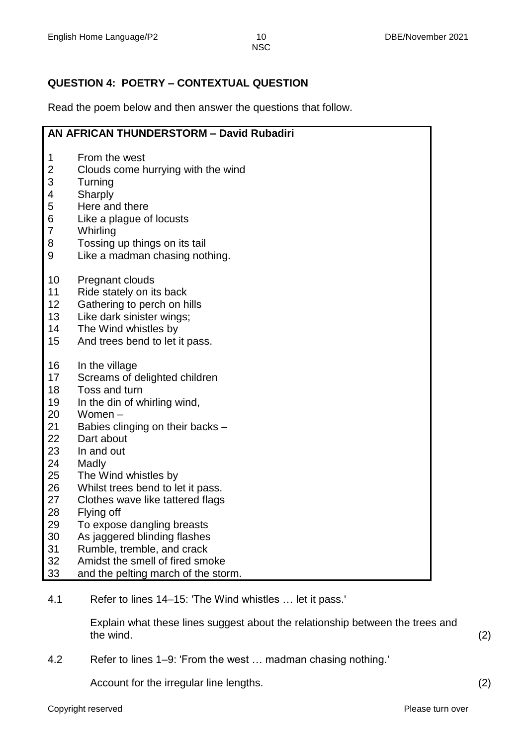**QUESTION 4: POETRY – CONTEXTUAL QUESTION**

Read the poem below and then answer the questions that follow.

**AN AFRICAN THUNDERSTORM – David Rubadiri**

1 From the west  
2 Clouds come hurrying with the wind  
3 Turning  
4 Sharply  
5 Here and there  
6 Like a plague of locusts  
7 Whirling  
8 Tossing up things on its tail  
9 Like a madman chasing nothing.

10 Pregnant clouds  
11 Ride stately on its back  
12 Gathering to perch on hills  
13 Like dark sinister wings;  
14 The Wind whistles by  
15 And trees bend to let it pass.

16 In the village  
17 Screams of delighted children  
18 Toss and turn  
19 In the din of whirling wind,  
20 Women –  
21 Babies clinging on their backs –  
22 Dart about  
23 In and out  
24 Madly  
25 The Wind whistles by  
26 Whilst trees bend to let it pass.  
27 Clothes wave like tattered flags  
28 Flying off  
29 To expose dangling breasts  
30 As jaggered blinding flashes  
31 Rumble, tremble, and crack  
32 Amidst the smell of fired smoke  
33 and the pelting march of the storm.

4.1 Refer to lines 14–15: 'The Wind whistles … let it pass.'

Explain what these lines suggest about the relationship between the trees and the wind. (2)

4.2 Refer to lines 1–9: 'From the west … madman chasing nothing.'

Account for the irregular line lengths. (2)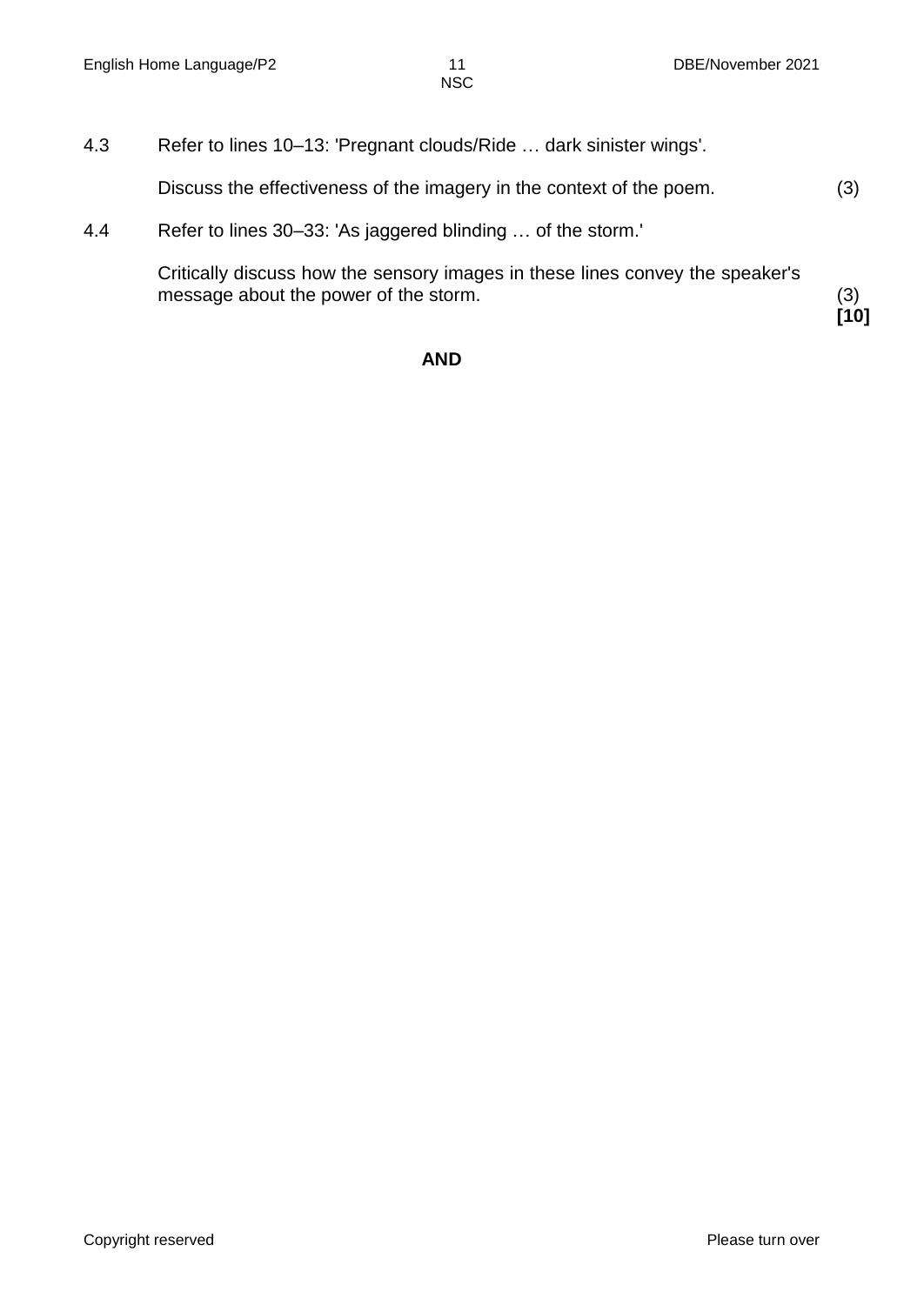4.3 Refer to lines 10–13: 'Pregnant clouds/Ride … dark sinister wings'.

Discuss the effectiveness of the imagery in the context of the poem. (3)

4.4 Refer to lines 30–33: 'As jaggered blinding … of the storm.'

Critically discuss how the sensory images in these lines convey the speaker's message about the power of the storm. (3)
**[10]**

**AND**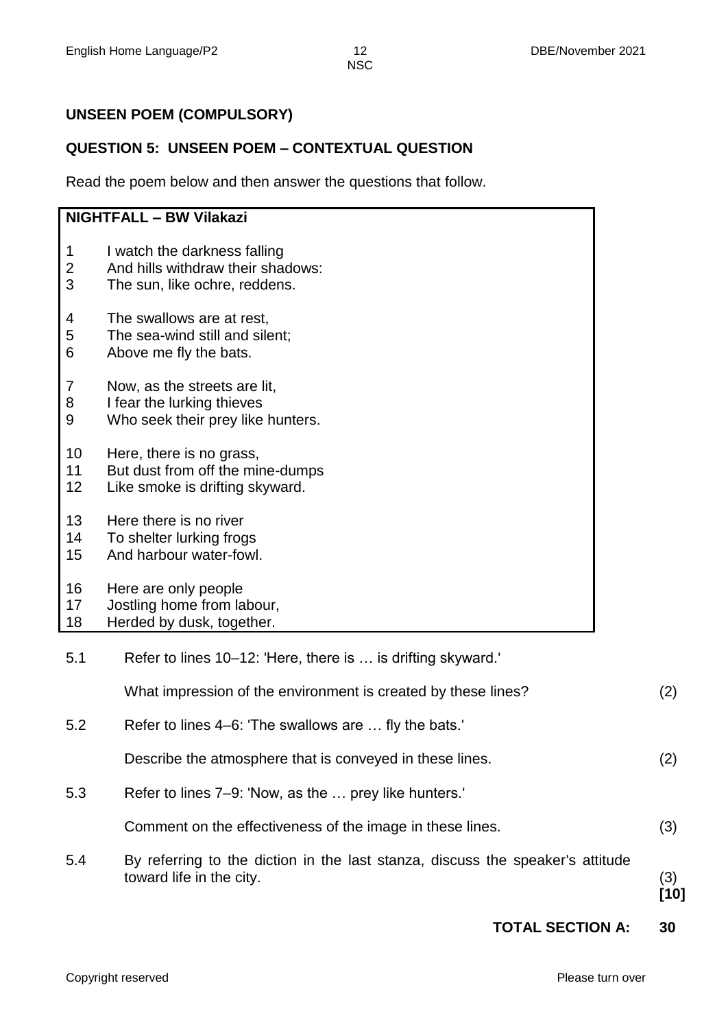**UNSEEN POEM (COMPULSORY)**

**QUESTION 5: UNSEEN POEM – CONTEXTUAL QUESTION**

Read the poem below and then answer the questions that follow.

**NIGHTFALL – BW Vilakazi**

1 I watch the darkness falling
2 And hills withdraw their shadows:
3 The sun, like ochre, reddens.

4 The swallows are at rest,
5 The sea-wind still and silent;
6 Above me fly the bats.

7 Now, as the streets are lit,
8 I fear the lurking thieves
9 Who seek their prey like hunters.

10 Here, there is no grass,
11 But dust from off the mine-dumps
12 Like smoke is drifting skyward.

13 Here there is no river
14 To shelter lurking frogs
15 And harbour water-fowl.

16 Here are only people
17 Jostling home from labour,
18 Herded by dusk, together.

5.1 Refer to lines 10–12: 'Here, there is … is drifting skyward.'

What impression of the environment is created by these lines? (2)

5.2 Refer to lines 4–6: 'The swallows are … fly the bats.'

Describe the atmosphere that is conveyed in these lines. (2)

5.3 Refer to lines 7–9: 'Now, as the … prey like hunters.'

Comment on the effectiveness of the image in these lines. (3)

5.4 By referring to the diction in the last stanza, discuss the speaker's attitude toward life in the city. (3)

**[10]**

**TOTAL SECTION A: 30**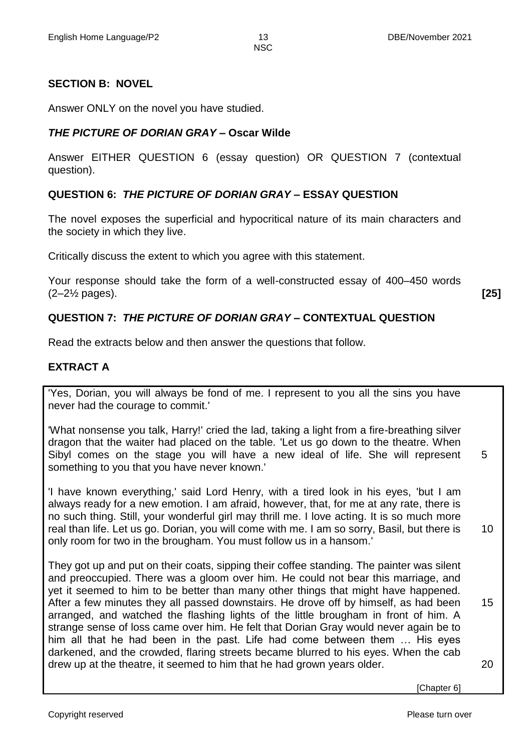## SECTION B: NOVEL

Answer ONLY on the novel you have studied.

### *THE PICTURE OF DORIAN GRAY* – Oscar Wilde

Answer EITHER QUESTION 6 (essay question) OR QUESTION 7 (contextual question).

### QUESTION 6: *THE PICTURE OF DORIAN GRAY* – ESSAY QUESTION

The novel exposes the superficial and hypocritical nature of its main characters and the society in which they live.

Critically discuss the extent to which you agree with this statement.

Your response should take the form of a well-constructed essay of 400–450 words (2–2½ pages). **[25]**

### QUESTION 7: *THE PICTURE OF DORIAN GRAY* – CONTEXTUAL QUESTION

Read the extracts below and then answer the questions that follow.

#### EXTRACT A

'Yes, Dorian, you will always be fond of me. I represent to you all the sins you have never had the courage to commit.'

'What nonsense you talk, Harry!' cried the lad, taking a light from a fire-breathing silver dragon that the waiter had placed on the table. 'Let us go down to the theatre. When Sibyl comes on the stage you will have a new ideal of life. She will represent something to you that you have never known.' 5

'I have known everything,' said Lord Henry, with a tired look in his eyes, 'but I am always ready for a new emotion. I am afraid, however, that, for me at any rate, there is no such thing. Still, your wonderful girl may thrill me. I love acting. It is so much more real than life. Let us go. Dorian, you will come with me. I am so sorry, Basil, but there is only room for two in the brougham. You must follow us in a hansom.' 10

They got up and put on their coats, sipping their coffee standing. The painter was silent and preoccupied. There was a gloom over him. He could not bear this marriage, and yet it seemed to him to be better than many other things that might have happened. After a few minutes they all passed downstairs. He drove off by himself, as had been arranged, and watched the flashing lights of the little brougham in front of him. A strange sense of loss came over him. He felt that Dorian Gray would never again be to him all that he had been in the past. Life had come between them … His eyes darkened, and the crowded, flaring streets became blurred to his eyes. When the cab drew up at the theatre, it seemed to him that he had grown years older. 15 20

[Chapter 6]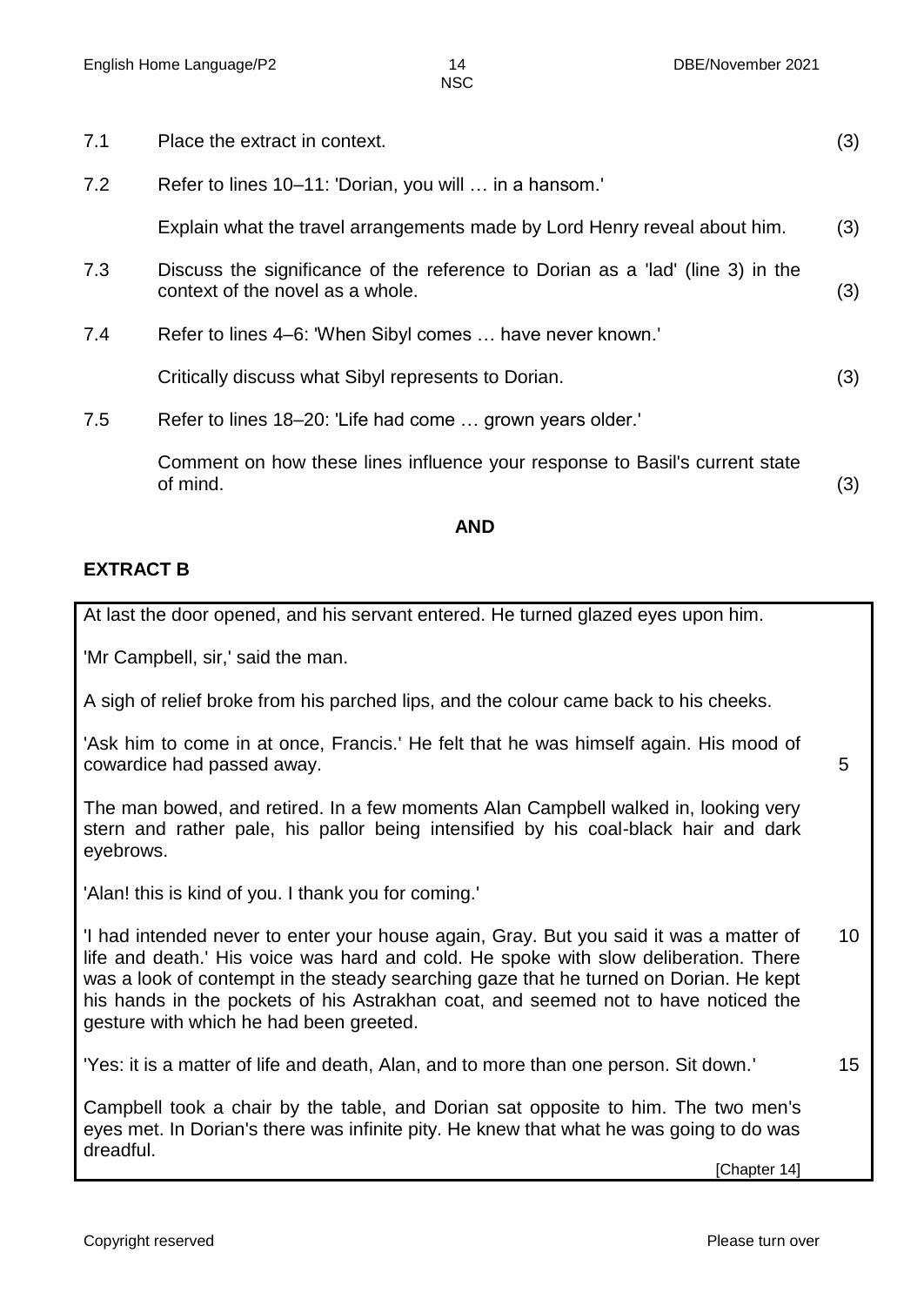| | | |
|---|---|---|
| 7.1 | Place the extract in context. | (3) |
| 7.2 | Refer to lines 10–11: 'Dorian, you will … in a hansom.'<br><br>Explain what the travel arrangements made by Lord Henry reveal about him. | (3) |
| 7.3 | Discuss the significance of the reference to Dorian as a 'lad' (line 3) in the context of the novel as a whole. | (3) |
| 7.4 | Refer to lines 4–6: 'When Sibyl comes … have never known.'<br><br>Critically discuss what Sibyl represents to Dorian. | (3) |
| 7.5 | Refer to lines 18–20: 'Life had come … grown years older.'<br><br>Comment on how these lines influence your response to Basil's current state of mind. | (3) |

**AND**

**EXTRACT B**

At last the door opened, and his servant entered. He turned glazed eyes upon him.

'Mr Campbell, sir,' said the man.

A sigh of relief broke from his parched lips, and the colour came back to his cheeks.

'Ask him to come in at once, Francis.' He felt that he was himself again. His mood of cowardice had passed away. 5

The man bowed, and retired. In a few moments Alan Campbell walked in, looking very stern and rather pale, his pallor being intensified by his coal-black hair and dark eyebrows.

'Alan! this is kind of you. I thank you for coming.'

'I had intended never to enter your house again, Gray. But you said it was a matter of life and death.' His voice was hard and cold. He spoke with slow deliberation. There was a look of contempt in the steady searching gaze that he turned on Dorian. He kept his hands in the pockets of his Astrakhan coat, and seemed not to have noticed the gesture with which he had been greeted. 10

'Yes: it is a matter of life and death, Alan, and to more than one person. Sit down.' 15

Campbell took a chair by the table, and Dorian sat opposite to him. The two men's eyes met. In Dorian's there was infinite pity. He knew that what he was going to do was dreadful.

[Chapter 14]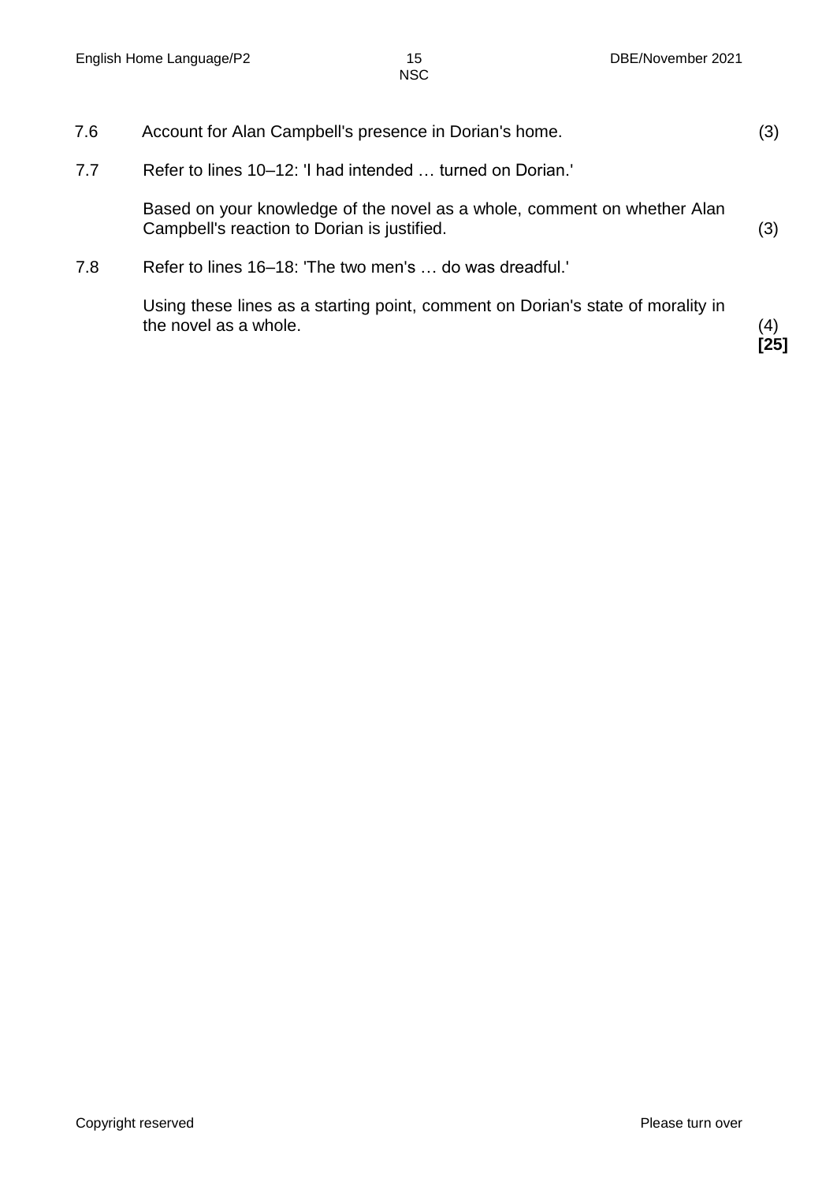7.6 Account for Alan Campbell's presence in Dorian's home. (3)

7.7 Refer to lines 10–12: 'I had intended … turned on Dorian.'

Based on your knowledge of the novel as a whole, comment on whether Alan Campbell's reaction to Dorian is justified. (3)

7.8 Refer to lines 16–18: 'The two men's … do was dreadful.'

Using these lines as a starting point, comment on Dorian's state of morality in the novel as a whole. (4)

**[25]**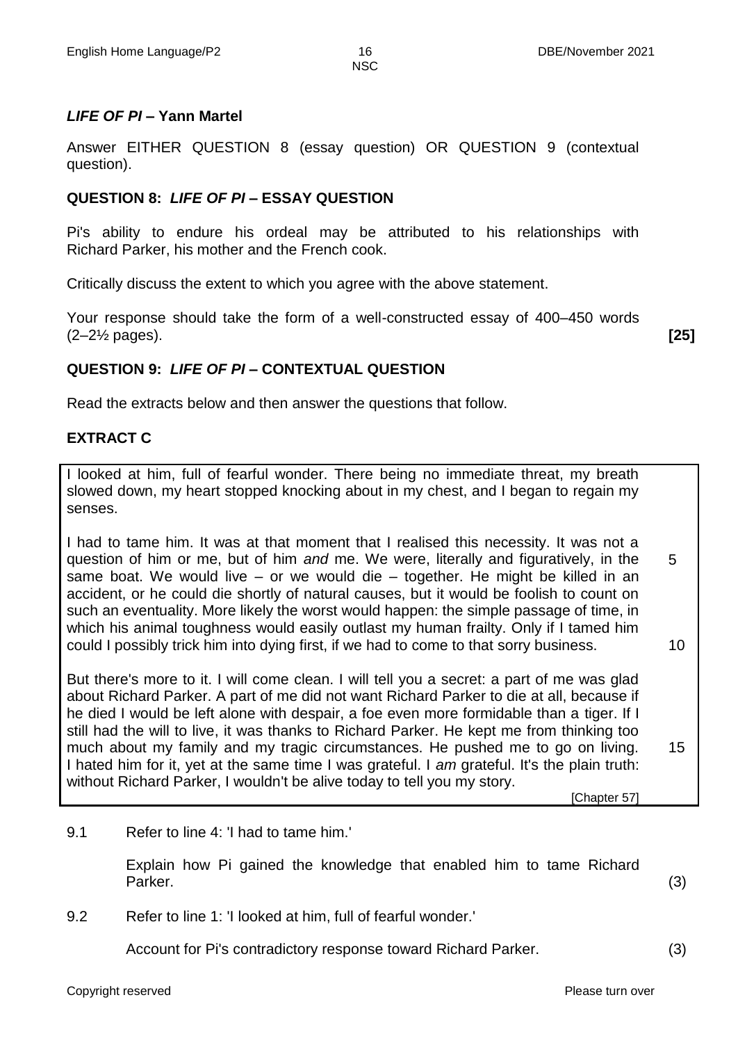## *LIFE OF PI* – Yann Martel

Answer EITHER QUESTION 8 (essay question) OR QUESTION 9 (contextual question).

### QUESTION 8: *LIFE OF PI* – ESSAY QUESTION

Pi's ability to endure his ordeal may be attributed to his relationships with Richard Parker, his mother and the French cook.

Critically discuss the extent to which you agree with the above statement.

Your response should take the form of a well-constructed essay of 400–450 words (2–2½ pages). **[25]**

### QUESTION 9: *LIFE OF PI* – CONTEXTUAL QUESTION

Read the extracts below and then answer the questions that follow.

### EXTRACT C

I looked at him, full of fearful wonder. There being no immediate threat, my breath slowed down, my heart stopped knocking about in my chest, and I began to regain my senses.

I had to tame him. It was at that moment that I realised this necessity. It was not a question of him or me, but of him *and* me. We were, literally and figuratively, in the same boat. We would live – or we would die – together. He might be killed in an accident, or he could die shortly of natural causes, but it would be foolish to count on such an eventuality. More likely the worst would happen: the simple passage of time, in which his animal toughness would easily outlast my human frailty. Only if I tamed him could I possibly trick him into dying first, if we had to come to that sorry business. 5 10

But there's more to it. I will come clean. I will tell you a secret: a part of me was glad about Richard Parker. A part of me did not want Richard Parker to die at all, because if he died I would be left alone with despair, a foe even more formidable than a tiger. If I still had the will to live, it was thanks to Richard Parker. He kept me from thinking too much about my family and my tragic circumstances. He pushed me to go on living. I hated him for it, yet at the same time I was grateful. I *am* grateful. It's the plain truth: without Richard Parker, I wouldn't be alive today to tell you my story. 15

[Chapter 57]

9.1 Refer to line 4: 'I had to tame him.'

Explain how Pi gained the knowledge that enabled him to tame Richard Parker. (3)

9.2 Refer to line 1: 'I looked at him, full of fearful wonder.'

Account for Pi's contradictory response toward Richard Parker. (3)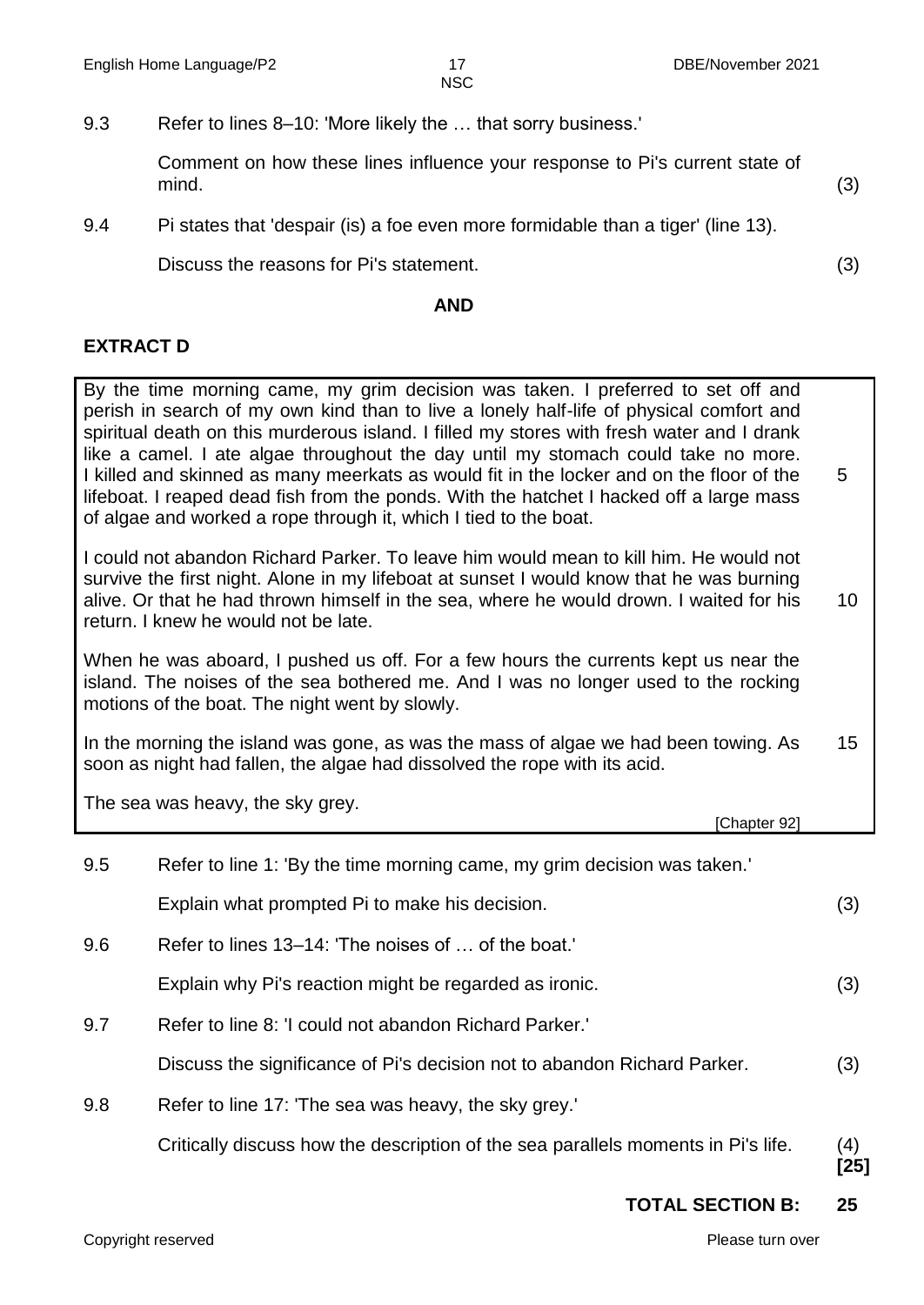9.3 Refer to lines 8–10: 'More likely the … that sorry business.'

Comment on how these lines influence your response to Pi's current state of mind. (3)

9.4 Pi states that 'despair (is) a foe even more formidable than a tiger' (line 13).

Discuss the reasons for Pi's statement. (3)

**AND**

**EXTRACT D**

| | |
|---|---|
| By the time morning came, my grim decision was taken. I preferred to set off and perish in search of my own kind than to live a lonely half-life of physical comfort and spiritual death on this murderous island. I filled my stores with fresh water and I drank like a camel. I ate algae throughout the day until my stomach could take no more. I killed and skinned as many meerkats as would fit in the locker and on the floor of the lifeboat. I reaped dead fish from the ponds. With the hatchet I hacked off a large mass of algae and worked a rope through it, which I tied to the boat. | 5 |
| I could not abandon Richard Parker. To leave him would mean to kill him. He would not survive the first night. Alone in my lifeboat at sunset I would know that he was burning alive. Or that he had thrown himself in the sea, where he would drown. I waited for his return. I knew he would not be late. | 10 |
| When he was aboard, I pushed us off. For a few hours the currents kept us near the island. The noises of the sea bothered me. And I was no longer used to the rocking motions of the boat. The night went by slowly. | |
| In the morning the island was gone, as was the mass of algae we had been towing. As soon as night had fallen, the algae had dissolved the rope with its acid. | 15 |
| The sea was heavy, the sky grey. [Chapter 92] | |

9.5 Refer to line 1: 'By the time morning came, my grim decision was taken.'

Explain what prompted Pi to make his decision. (3)

9.6 Refer to lines 13–14: 'The noises of … of the boat.'

Explain why Pi's reaction might be regarded as ironic. (3)

9.7 Refer to line 8: 'I could not abandon Richard Parker.'

Discuss the significance of Pi's decision not to abandon Richard Parker. (3)

9.8 Refer to line 17: 'The sea was heavy, the sky grey.'

Critically discuss how the description of the sea parallels moments in Pi's life. (4)
**[25]**

**TOTAL SECTION B: 25**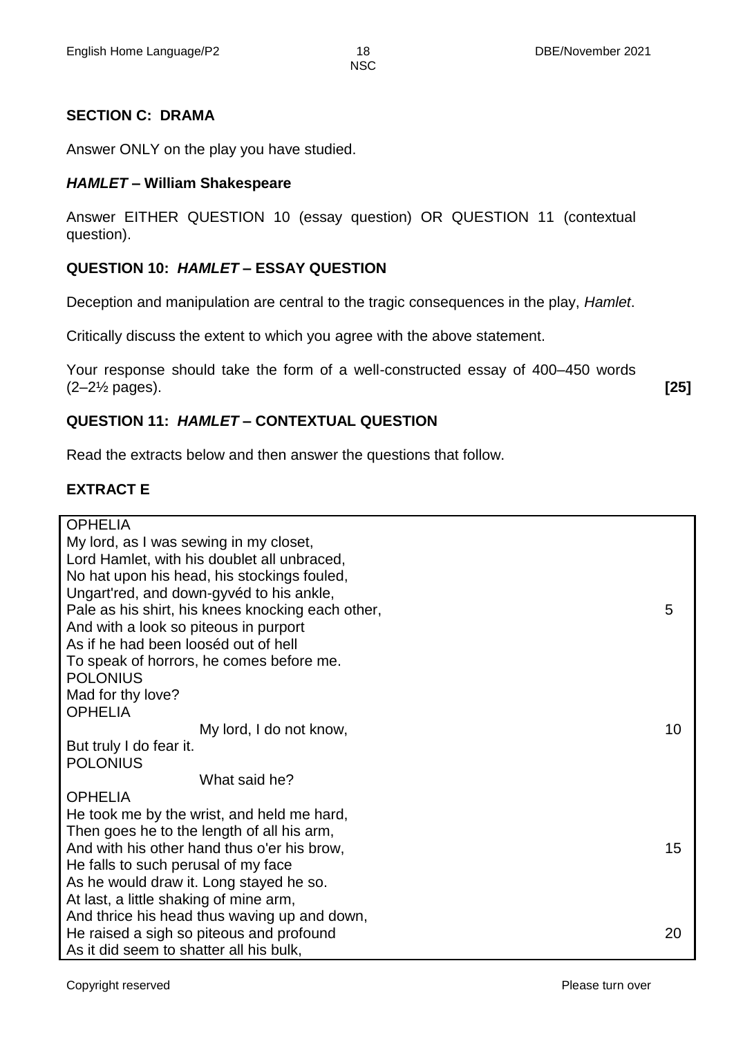## SECTION C: DRAMA

Answer ONLY on the play you have studied.

### *HAMLET* – William Shakespeare

Answer EITHER QUESTION 10 (essay question) OR QUESTION 11 (contextual question).

### QUESTION 10: *HAMLET* – ESSAY QUESTION

Deception and manipulation are central to the tragic consequences in the play, *Hamlet*.

Critically discuss the extent to which you agree with the above statement.

Your response should take the form of a well-constructed essay of 400–450 words (2–2½ pages). **[25]**

### QUESTION 11: *HAMLET* – CONTEXTUAL QUESTION

Read the extracts below and then answer the questions that follow.

### EXTRACT E

| | |
|---|---|
| OPHELIA | |
| My lord, as I was sewing in my closet, | |
| Lord Hamlet, with his doublet all unbraced, | |
| No hat upon his head, his stockings fouled, | |
| Ungart'red, and down-gyvéd to his ankle, | |
| Pale as his shirt, his knees knocking each other, | 5 |
| And with a look so piteous in purport | |
| As if he had been looséd out of hell | |
| To speak of horrors, he comes before me. | |
| POLONIUS | |
| Mad for thy love? | |
| OPHELIA | |
| My lord, I do not know, | 10 |
| But truly I do fear it. | |
| POLONIUS | |
| What said he? | |
| OPHELIA | |
| He took me by the wrist, and held me hard, | |
| Then goes he to the length of all his arm, | |
| And with his other hand thus o'er his brow, | 15 |
| He falls to such perusal of my face | |
| As he would draw it. Long stayed he so. | |
| At last, a little shaking of mine arm, | |
| And thrice his head thus waving up and down, | |
| He raised a sigh so piteous and profound | 20 |
| As it did seem to shatter all his bulk, | |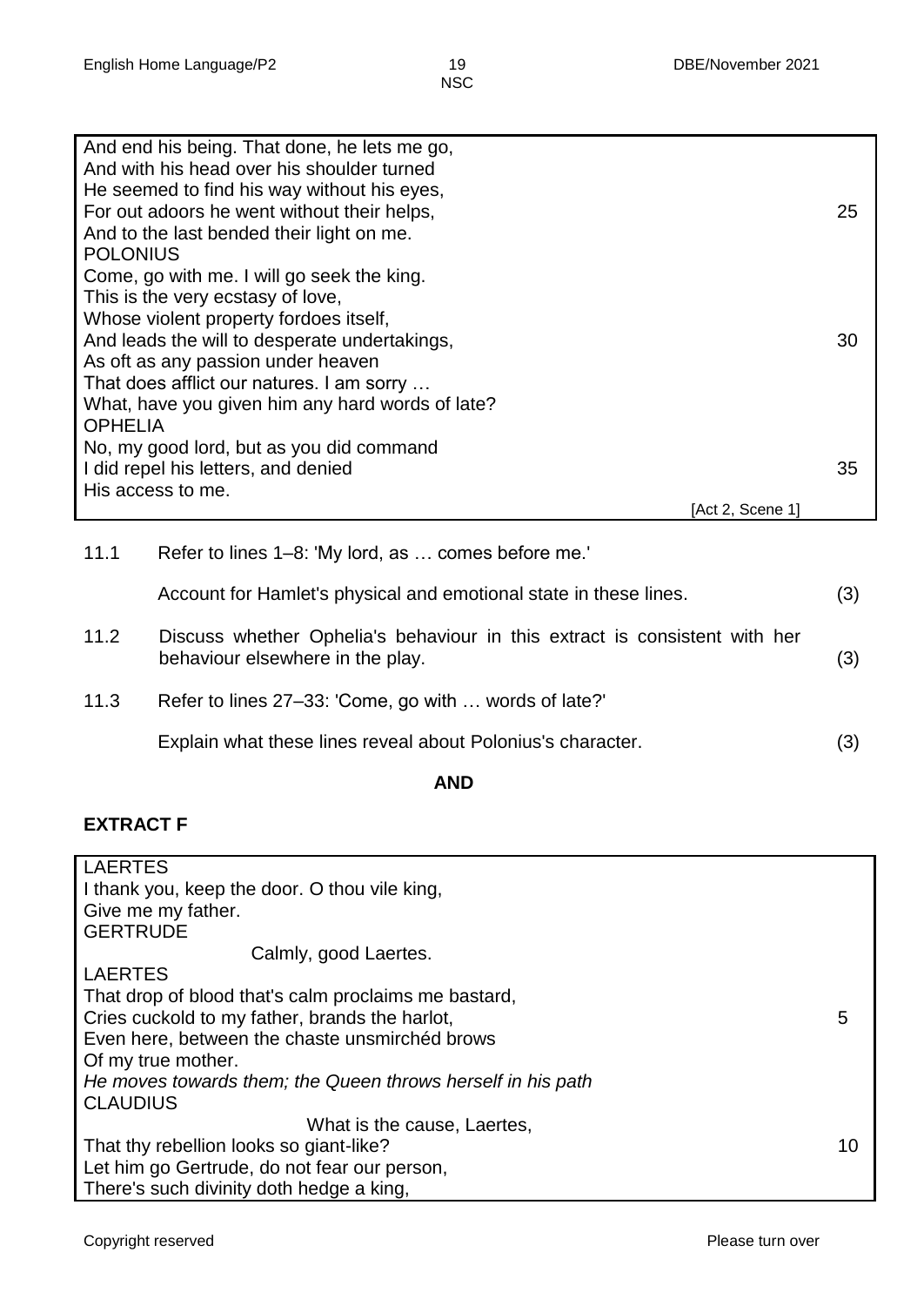| | |
|---|---|
| And end his being. That done, he lets me go, | |
| And with his head over his shoulder turned | |
| He seemed to find his way without his eyes, | |
| For out adoors he went without their helps, | 25 |
| And to the last bended their light on me. | |
| POLONIUS | |
| Come, go with me. I will go seek the king. | |
| This is the very ecstasy of love, | |
| Whose violent property fordoes itself, | |
| And leads the will to desperate undertakings, | 30 |
| As oft as any passion under heaven | |
| That does afflict our natures. I am sorry … | |
| What, have you given him any hard words of late? | |
| OPHELIA | |
| No, my good lord, but as you did command | |
| I did repel his letters, and denied | 35 |
| His access to me. | |
| [Act 2, Scene 1] | |

11.1 Refer to lines 1–8: 'My lord, as … comes before me.'

Account for Hamlet's physical and emotional state in these lines. (3)

11.2 Discuss whether Ophelia's behaviour in this extract is consistent with her behaviour elsewhere in the play. (3)

11.3 Refer to lines 27–33: 'Come, go with … words of late?'

Explain what these lines reveal about Polonius's character. (3)

**AND**

**EXTRACT F**

| | |
|---|---|
| LAERTES | |
| I thank you, keep the door. O thou vile king, | |
| Give me my father. | |
| GERTRUDE | |
| Calmly, good Laertes. | |
| LAERTES | |
| That drop of blood that's calm proclaims me bastard, | |
| Cries cuckold to my father, brands the harlot, | 5 |
| Even here, between the chaste unsmirchéd brows | |
| Of my true mother. | |
| *He moves towards them; the Queen throws herself in his path* | |
| CLAUDIUS | |
| What is the cause, Laertes, | |
| That thy rebellion looks so giant-like? | 10 |
| Let him go Gertrude, do not fear our person, | |
| There's such divinity doth hedge a king, | |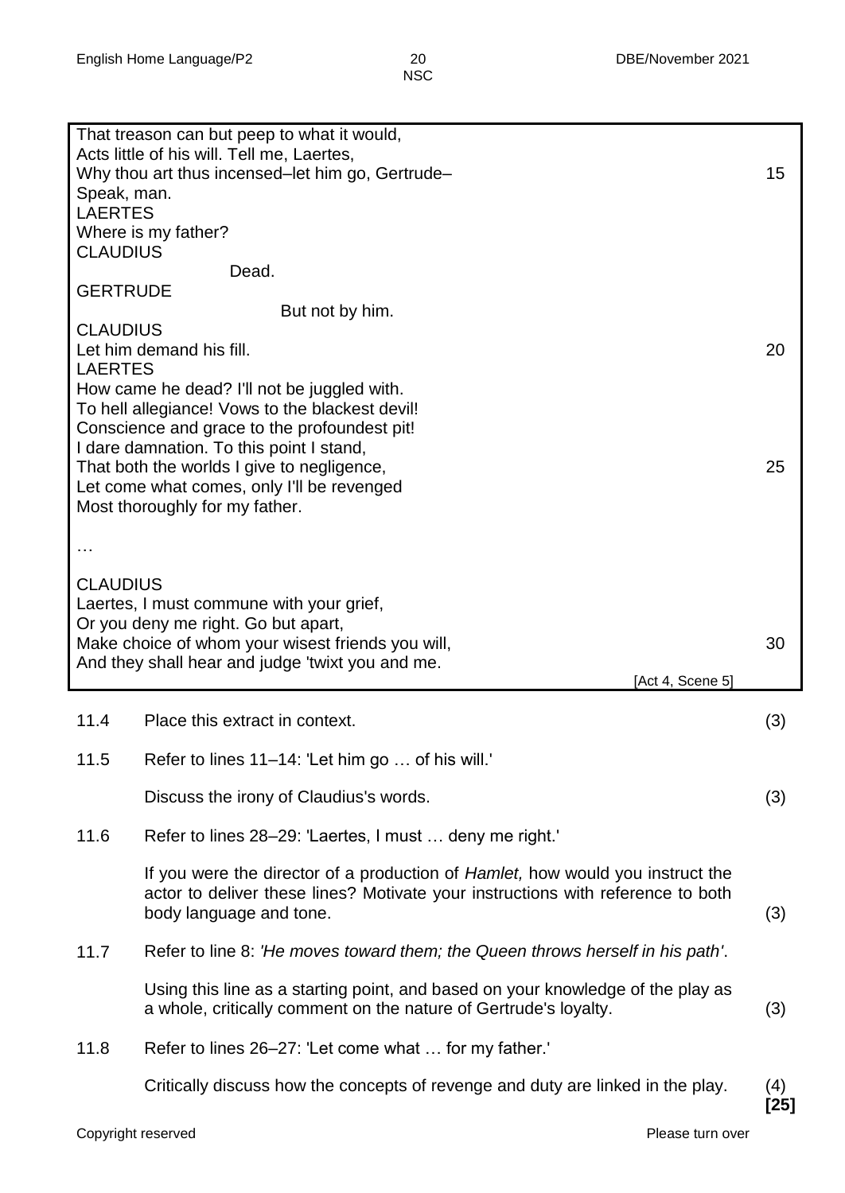| | |
|---|---|
| That treason can but peep to what it would,<br>Acts little of his will. Tell me, Laertes,<br>Why thou art thus incensed–let him go, Gertrude–<br>Speak, man. | 15 |
| LAERTES<br>Where is my father? | |
| CLAUDIUS<br>Dead. | |
| GERTRUDE<br>But not by him. | |
| CLAUDIUS<br>Let him demand his fill. | 20 |
| LAERTES<br>How came he dead? I'll not be juggled with.<br>To hell allegiance! Vows to the blackest devil!<br>Conscience and grace to the profoundest pit!<br>I dare damnation. To this point I stand,<br>That both the worlds I give to negligence, | 25 |
| Let come what comes, only I'll be revenged<br>Most thoroughly for my father. | |
| … | |
| CLAUDIUS<br>Laertes, I must commune with your grief,<br>Or you deny me right. Go but apart,<br>Make choice of whom your wisest friends you will, | 30 |
| And they shall hear and judge 'twixt you and me.<br>[Act 4, Scene 5] | |

11.4 Place this extract in context. (3)

11.5 Refer to lines 11–14: 'Let him go … of his will.'

Discuss the irony of Claudius's words. (3)

11.6 Refer to lines 28–29: 'Laertes, I must … deny me right.'

If you were the director of a production of *Hamlet,* how would you instruct the actor to deliver these lines? Motivate your instructions with reference to both body language and tone. (3)

11.7 Refer to line 8: *'He moves toward them; the Queen throws herself in his path'*.

Using this line as a starting point, and based on your knowledge of the play as a whole, critically comment on the nature of Gertrude's loyalty. (3)

11.8 Refer to lines 26–27: 'Let come what … for my father.'

Critically discuss how the concepts of revenge and duty are linked in the play. (4)

**[25]**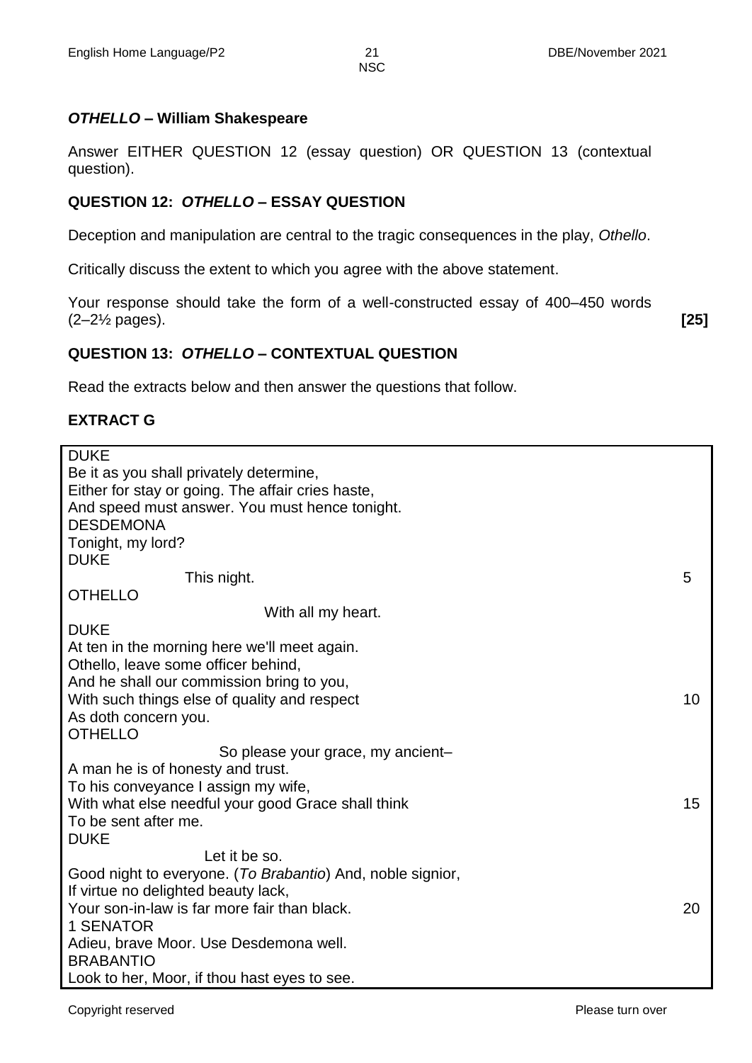## *OTHELLO* – William Shakespeare

Answer EITHER QUESTION 12 (essay question) OR QUESTION 13 (contextual question).

### QUESTION 12: *OTHELLO* – ESSAY QUESTION

Deception and manipulation are central to the tragic consequences in the play, *Othello*.

Critically discuss the extent to which you agree with the above statement.

Your response should take the form of a well-constructed essay of 400–450 words (2–2½ pages). **[25]**

### QUESTION 13: *OTHELLO* – CONTEXTUAL QUESTION

Read the extracts below and then answer the questions that follow.

#### EXTRACT G

DUKE
Be it as you shall privately determine,
Either for stay or going. The affair cries haste,
And speed must answer. You must hence tonight.
DESDEMONA
Tonight, my lord?
DUKE
This night. 5
OTHELLO
With all my heart.
DUKE
At ten in the morning here we'll meet again.
Othello, leave some officer behind,
And he shall our commission bring to you,
With such things else of quality and respect 10
As doth concern you.
OTHELLO
So please your grace, my ancient–
A man he is of honesty and trust.
To his conveyance I assign my wife,
With what else needful your good Grace shall think 15
To be sent after me.
DUKE
Let it be so.
Good night to everyone. (*To Brabantio*) And, noble signior,
If virtue no delighted beauty lack,
Your son-in-law is far more fair than black. 20
1 SENATOR
Adieu, brave Moor. Use Desdemona well.
BRABANTIO
Look to her, Moor, if thou hast eyes to see.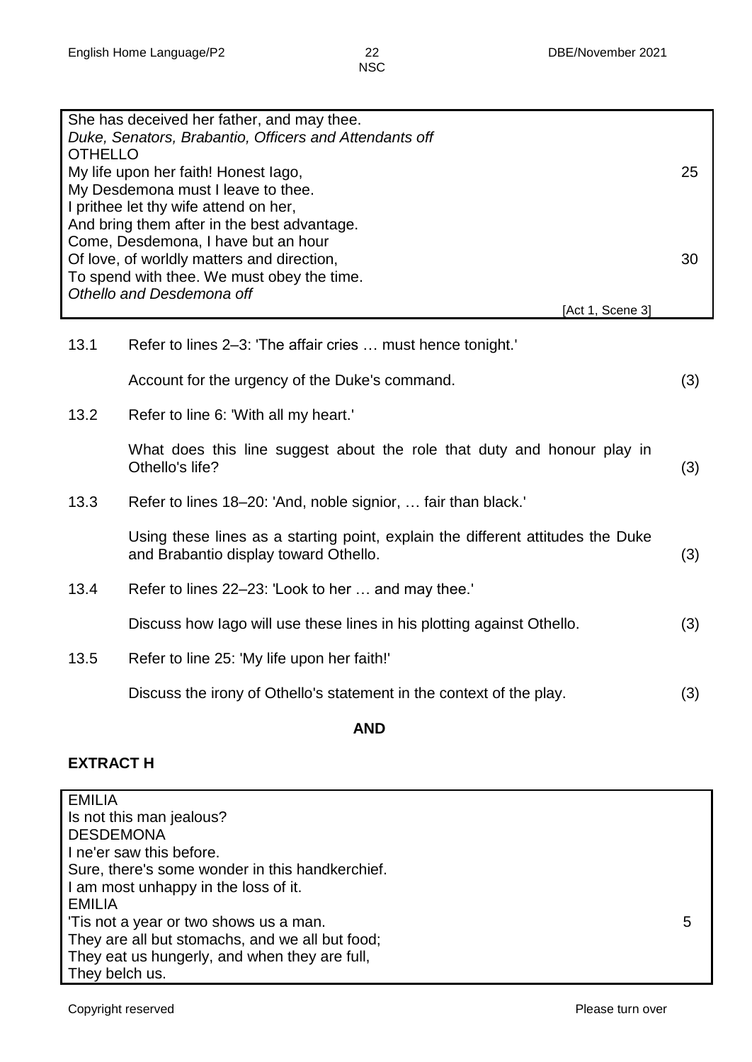She has deceived her father, and may thee.  
*Duke, Senators, Brabantio, Officers and Attendants off*  
OTHELLO  
My life upon her faith! Honest Iago, 25  
My Desdemona must I leave to thee.  
I prithee let thy wife attend on her,  
And bring them after in the best advantage.  
Come, Desdemona, I have but an hour  
Of love, of worldly matters and direction, 30  
To spend with thee. We must obey the time.  
*Othello and Desdemona off*

[Act 1, Scene 3]

13.1 Refer to lines 2–3: 'The affair cries … must hence tonight.'

Account for the urgency of the Duke's command. (3)

13.2 Refer to line 6: 'With all my heart.'

What does this line suggest about the role that duty and honour play in Othello's life? (3)

13.3 Refer to lines 18–20: 'And, noble signior, … fair than black.'

Using these lines as a starting point, explain the different attitudes the Duke and Brabantio display toward Othello. (3)

13.4 Refer to lines 22–23: 'Look to her … and may thee.'

Discuss how Iago will use these lines in his plotting against Othello. (3)

13.5 Refer to line 25: 'My life upon her faith!'

Discuss the irony of Othello's statement in the context of the play. (3)

**AND**

### EXTRACT H

EMILIA  
Is not this man jealous?  
DESDEMONA  
I ne'er saw this before.  
Sure, there's some wonder in this handkerchief.  
I am most unhappy in the loss of it.  
EMILIA  
'Tis not a year or two shows us a man. 5  
They are all but stomachs, and we all but food;  
They eat us hungerly, and when they are full,  
They belch us.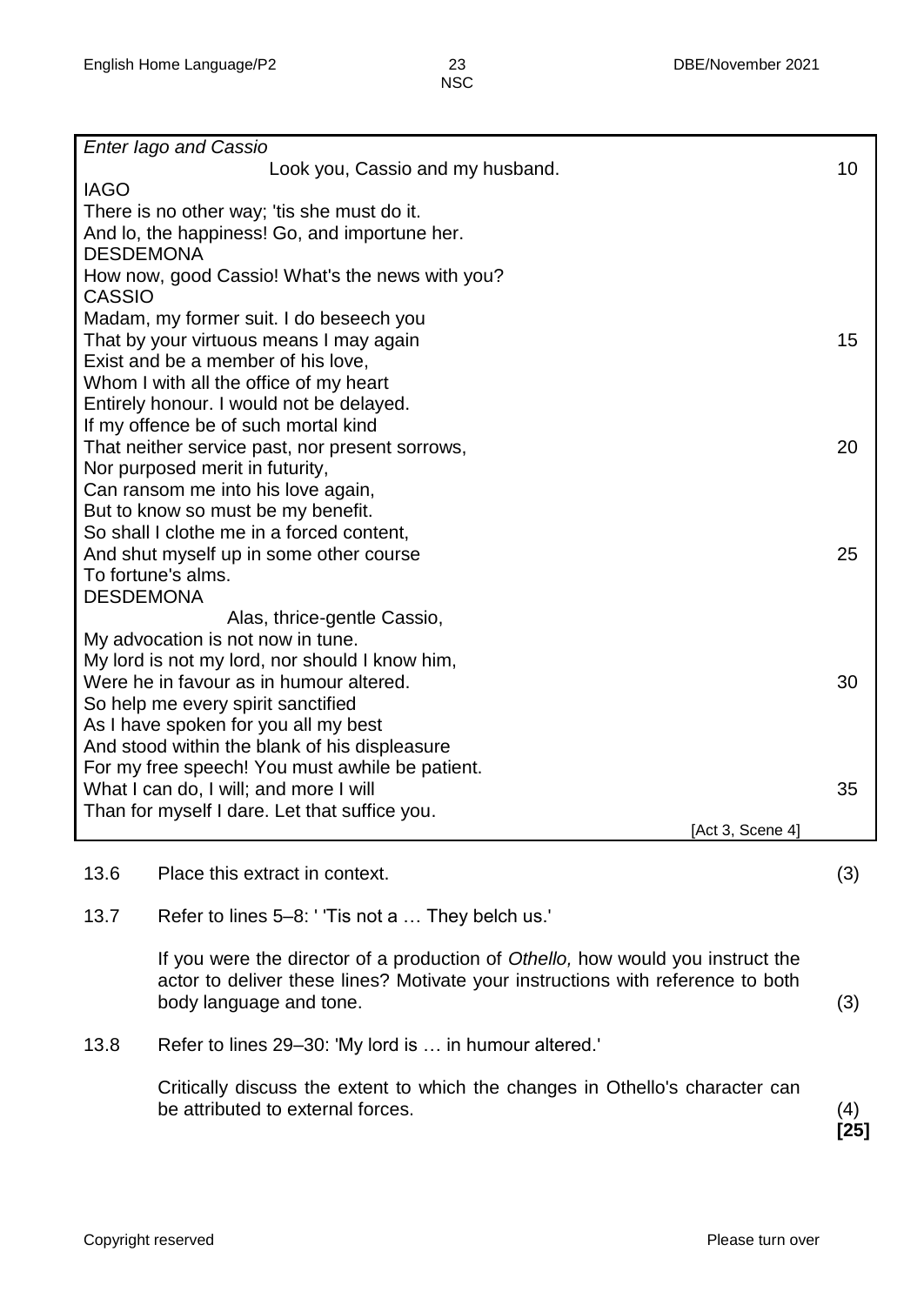*Enter Iago and Cassio*

Look you, Cassio and my husband. 10

IAGO
There is no other way; 'tis she must do it.
And lo, the happiness! Go, and importune her.

DESDEMONA
How now, good Cassio! What's the news with you?

CASSIO
Madam, my former suit. I do beseech you
That by your virtuous means I may again 15
Exist and be a member of his love,
Whom I with all the office of my heart
Entirely honour. I would not be delayed.
If my offence be of such mortal kind
That neither service past, nor present sorrows, 20
Nor purposed merit in futurity,
Can ransom me into his love again,
But to know so must be my benefit.
So shall I clothe me in a forced content,
And shut myself up in some other course 25
To fortune's alms.

DESDEMONA
Alas, thrice-gentle Cassio,
My advocation is not now in tune.
My lord is not my lord, nor should I know him,
Were he in favour as in humour altered. 30
So help me every spirit sanctified
As I have spoken for you all my best
And stood within the blank of his displeasure
For my free speech! You must awhile be patient.
What I can do, I will; and more I will 35
Than for myself I dare. Let that suffice you.

[Act 3, Scene 4]

13.6 Place this extract in context. (3)

13.7 Refer to lines 5–8: ' 'Tis not a … They belch us.'

If you were the director of a production of *Othello,* how would you instruct the actor to deliver these lines? Motivate your instructions with reference to both body language and tone. (3)

13.8 Refer to lines 29–30: 'My lord is … in humour altered.'

Critically discuss the extent to which the changes in Othello's character can be attributed to external forces. (4)

**[25]**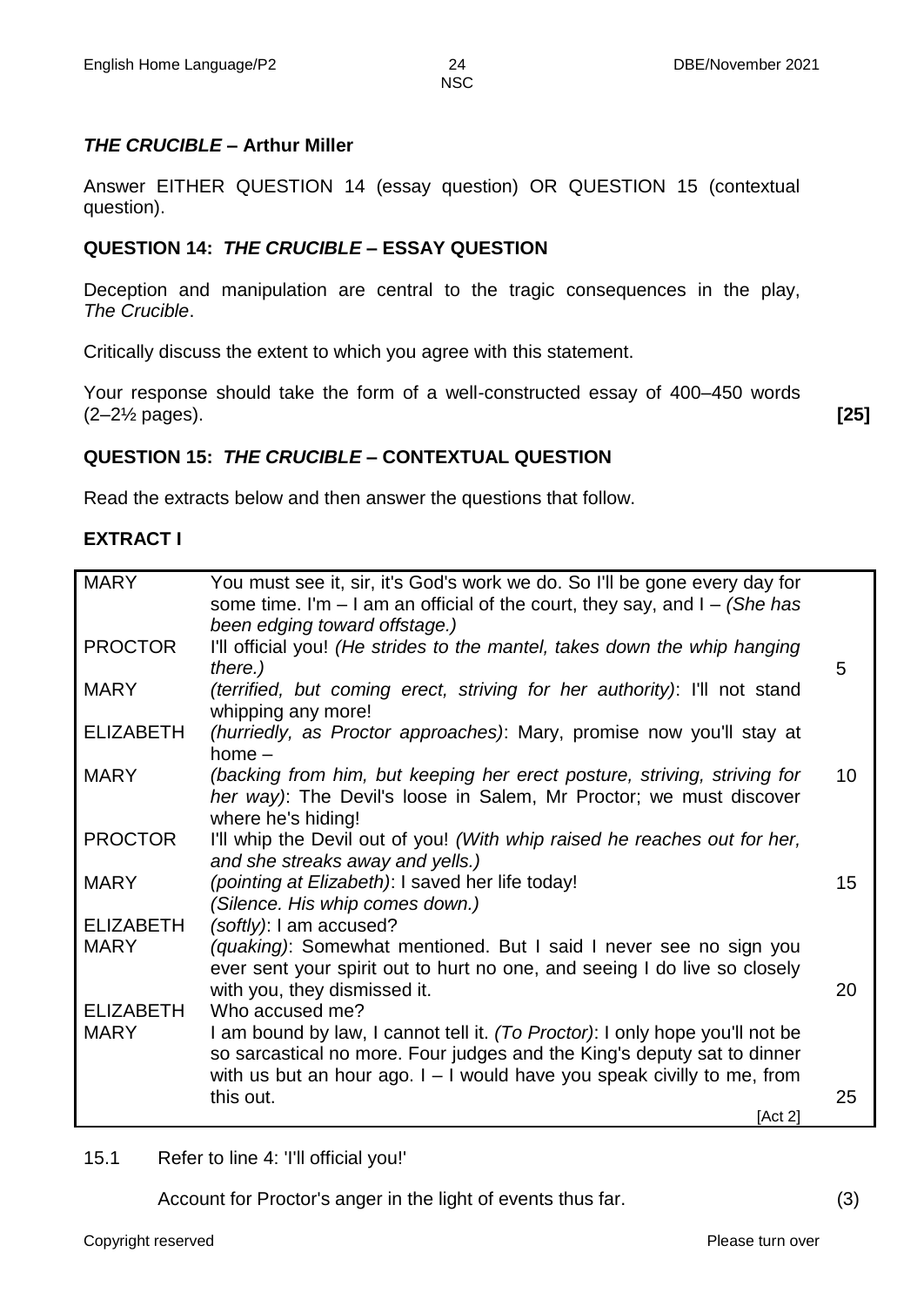## *THE CRUCIBLE* – Arthur Miller

Answer EITHER QUESTION 14 (essay question) OR QUESTION 15 (contextual question).

### QUESTION 14: *THE CRUCIBLE* – ESSAY QUESTION

Deception and manipulation are central to the tragic consequences in the play, *The Crucible*.

Critically discuss the extent to which you agree with this statement.

Your response should take the form of a well-constructed essay of 400–450 words (2–2½ pages). **[25]**

### QUESTION 15: *THE CRUCIBLE* – CONTEXTUAL QUESTION

Read the extracts below and then answer the questions that follow.

#### EXTRACT I

| | | |
|---|---|---|
| MARY | You must see it, sir, it's God's work we do. So I'll be gone every day for some time. I'm – I am an official of the court, they say, and I – *(She has been edging toward offstage.)* | |
| PROCTOR | I'll official you! *(He strides to the mantel, takes down the whip hanging there.)* | 5 |
| MARY | *(terrified, but coming erect, striving for her authority)*: I'll not stand whipping any more! | |
| ELIZABETH | *(hurriedly, as Proctor approaches)*: Mary, promise now you'll stay at home – | |
| MARY | *(backing from him, but keeping her erect posture, striving, striving for her way)*: The Devil's loose in Salem, Mr Proctor; we must discover where he's hiding! | 10 |
| PROCTOR | I'll whip the Devil out of you! *(With whip raised he reaches out for her, and she streaks away and yells.)* | |
| MARY | *(pointing at Elizabeth)*: I saved her life today! *(Silence. His whip comes down.)* | 15 |
| ELIZABETH | *(softly)*: I am accused? | |
| MARY | *(quaking)*: Somewhat mentioned. But I said I never see no sign you ever sent your spirit out to hurt no one, and seeing I do live so closely with you, they dismissed it. | 20 |
| ELIZABETH | Who accused me? | |
| MARY | I am bound by law, I cannot tell it. *(To Proctor)*: I only hope you'll not be so sarcastical no more. Four judges and the King's deputy sat to dinner with us but an hour ago. I – I would have you speak civilly to me, from this out. | 25 |
| | [Act 2] | |

15.1 Refer to line 4: 'I'll official you!'

Account for Proctor's anger in the light of events thus far. (3)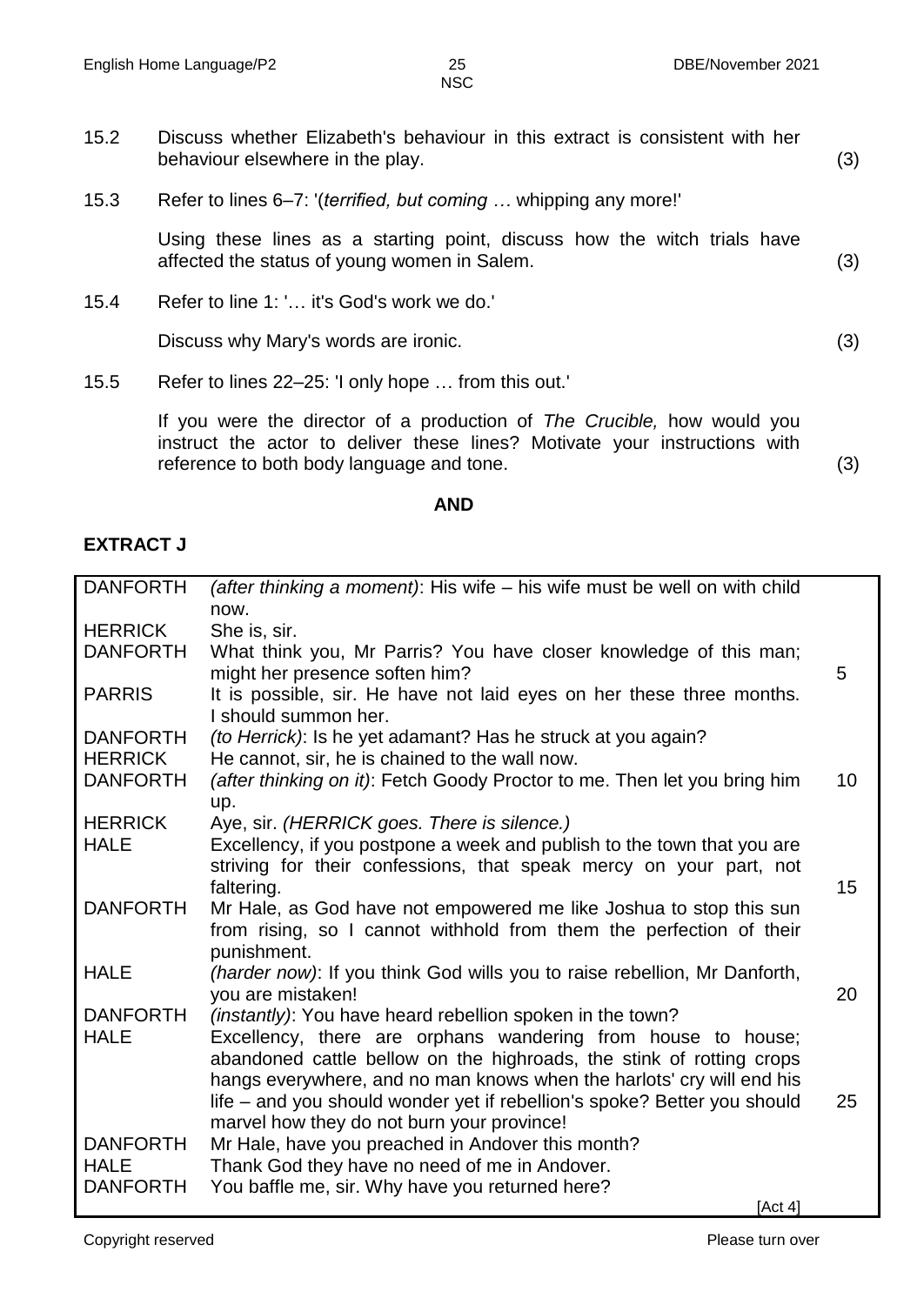15.2 Discuss whether Elizabeth's behaviour in this extract is consistent with her behaviour elsewhere in the play. (3)

15.3 Refer to lines 6–7: '(*terrified, but coming …* whipping any more!'

Using these lines as a starting point, discuss how the witch trials have affected the status of young women in Salem. (3)

15.4 Refer to line 1: '… it's God's work we do.'

Discuss why Mary's words are ironic. (3)

15.5 Refer to lines 22–25: 'I only hope … from this out.'

If you were the director of a production of *The Crucible,* how would you instruct the actor to deliver these lines? Motivate your instructions with reference to both body language and tone. (3)

**AND**

**EXTRACT J**

| | | |
|---|---|---|
| DANFORTH | *(after thinking a moment)*: His wife – his wife must be well on with child now. | |
| HERRICK | She is, sir. | |
| DANFORTH | What think you, Mr Parris? You have closer knowledge of this man; might her presence soften him? | 5 |
| PARRIS | It is possible, sir. He have not laid eyes on her these three months. I should summon her. | |
| DANFORTH | *(to Herrick)*: Is he yet adamant? Has he struck at you again? | |
| HERRICK | He cannot, sir, he is chained to the wall now. | |
| DANFORTH | *(after thinking on it)*: Fetch Goody Proctor to me. Then let you bring him up. | 10 |
| HERRICK | Aye, sir. *(HERRICK goes. There is silence.)* | |
| HALE | Excellency, if you postpone a week and publish to the town that you are striving for their confessions, that speak mercy on your part, not faltering. | 15 |
| DANFORTH | Mr Hale, as God have not empowered me like Joshua to stop this sun from rising, so I cannot withhold from them the perfection of their punishment. | |
| HALE | *(harder now)*: If you think God wills you to raise rebellion, Mr Danforth, you are mistaken! | 20 |
| DANFORTH | *(instantly)*: You have heard rebellion spoken in the town? | |
| HALE | Excellency, there are orphans wandering from house to house; abandoned cattle bellow on the highroads, the stink of rotting crops hangs everywhere, and no man knows when the harlots' cry will end his life – and you should wonder yet if rebellion's spoke? Better you should marvel how they do not burn your province! | 25 |
| DANFORTH | Mr Hale, have you preached in Andover this month? | |
| HALE | Thank God they have no need of me in Andover. | |
| DANFORTH | You baffle me, sir. Why have you returned here? | |
| | [Act 4] | |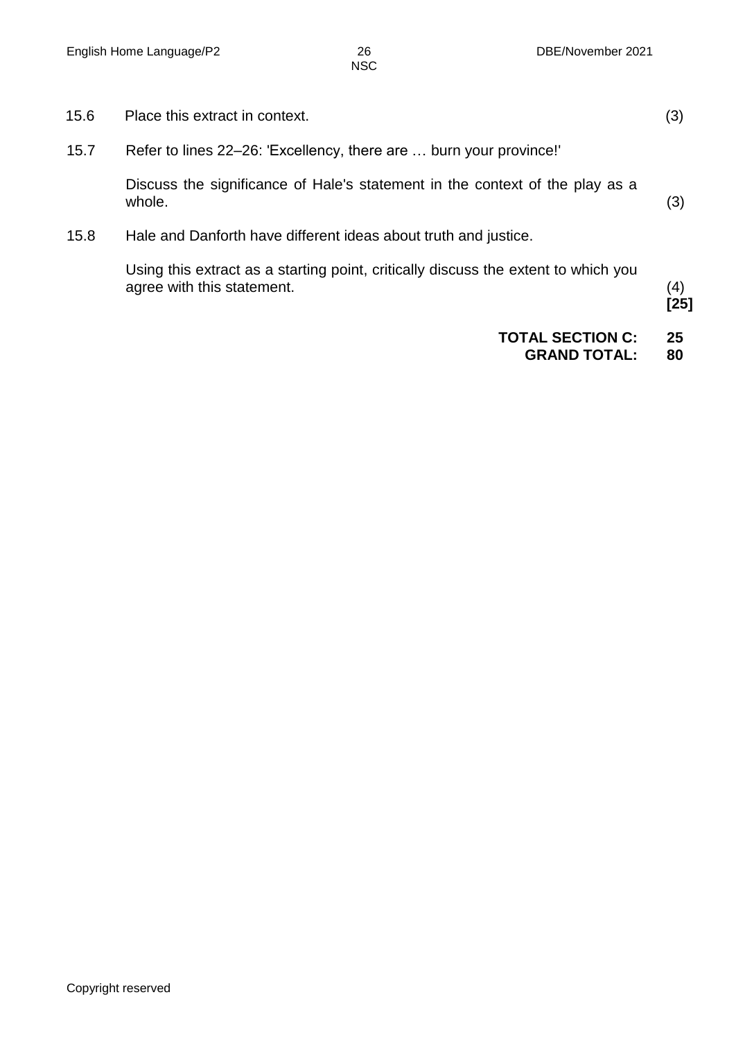15.6 Place this extract in context. (3)

15.7 Refer to lines 22–26: 'Excellency, there are … burn your province!'

Discuss the significance of Hale's statement in the context of the play as a whole. (3)

15.8 Hale and Danforth have different ideas about truth and justice.

Using this extract as a starting point, critically discuss the extent to which you agree with this statement. (4)
**[25]**

**TOTAL SECTION C: 25**
**GRAND TOTAL: 80**

Copyright reserved